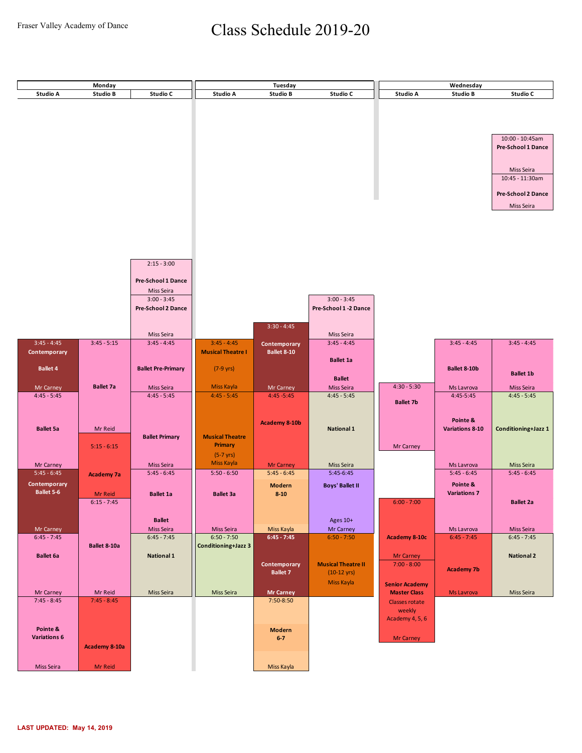Fraser Valley Academy of Dance

# Class Schedule 2019-20

## Monday

| Studio A | Studio B | Studio C |
|---|---|---|
| | | 2:15 - 3:00 Pre-School 1 Dance Miss Seira |
| | | 3:00 - 3:45 Pre-School 2 Dance Miss Seira |
| 3:45 - 4:45 Contemporary Ballet 4 Mr Carney | 3:45 - 5:15 Ballet 7a Mr Reid | 3:45 - 4:45 Ballet Pre-Primary Miss Seira |
| 4:45 - 5:45 Ballet 5a Mr Carney | 5:15 - 6:15 Academy 7a Mr Reid | 4:45 - 5:45 Ballet Primary Miss Seira |
| 5:45 - 6:45 Contemporary Ballet 5-6 Mr Carney | 6:15 - 7:45 Ballet 8-10a Mr Reid | 5:45 - 6:45 Ballet 1a Ballet Miss Seira |
| 6:45 - 7:45 Ballet 6a Mr Carney | | 6:45 - 7:45 National 1 Miss Seira |
| 7:45 - 8:45 Pointe & Variations 6 Miss Seira | 7:45 - 8:45 Academy 8-10a Mr Reid | |

## Tuesday

| Studio A | Studio B | Studio C |
|---|---|---|
| | | 3:00 - 3:45 Pre-School 1 -2 Dance Miss Seira |
| | 3:30 - 4:45 Contemporary Ballet 8-10 Mr Carney | |
| 3:45 - 4:45 Musical Theatre I (7-9 yrs) Miss Kayla | | 3:45 - 4:45 Ballet 1a Ballet Miss Seira |
| 4:45 - 5:45 Musical Theatre Primary (5-7 yrs) Miss Kayla | 4:45 -5:45 Academy 8-10b Mr Carney | 4:45 - 5:45 National 1 Miss Seira |
| 5:50 - 6:50 Ballet 3a Miss Seira | 5:45 - 6:45 Modern 8-10 Miss Kayla | 5:45-6:45 Boys' Ballet II Ages 10+ Mr Carney |
| 6:50 - 7:50 Conditioning+Jazz 3 Miss Seira | 6:45 - 7:45 Contemporary Ballet 7 Mr Carney | 6:50 - 7:50 Musical Theatre II (10-12 yrs) Miss Kayla |
| | 7:50-8:50 Modern 6-7 Miss Kayla | |

## Wednesday

| Studio A | Studio B | Studio C |
|---|---|---|
| | | 10:00 - 10:45am Pre-School 1 Dance Miss Seira |
| | | 10:45 - 11:30am Pre-School 2 Dance Miss Seira |
| | 3:45 - 4:45 Ballet 8-10b Ms Lavrova | 3:45 - 4:45 Ballet 1b Miss Seira |
| 4:30 - 5:30 Ballet 7b Mr Carney | 4:45-5:45 Pointe & Variations 8-10 Ms Lavrova | 4:45 - 5:45 Conditioning+Jazz 1 Miss Seira |
| | 5:45 - 6:45 Pointe & Variations 7 Ms Lavrova | 5:45 - 6:45 Ballet 2a Miss Seira |
| 6:00 - 7:00 Academy 8-10c Mr Carney | 6:45 - 7:45 Academy 7b Ms Lavrova | 6:45 - 7:45 National 2 Miss Seira |
| 7:00 - 8:00 Senior Academy Master Class Classes rotate weekly Academy 4, 5, 6 Mr Carney | | |

**LAST UPDATED: May 14, 2019**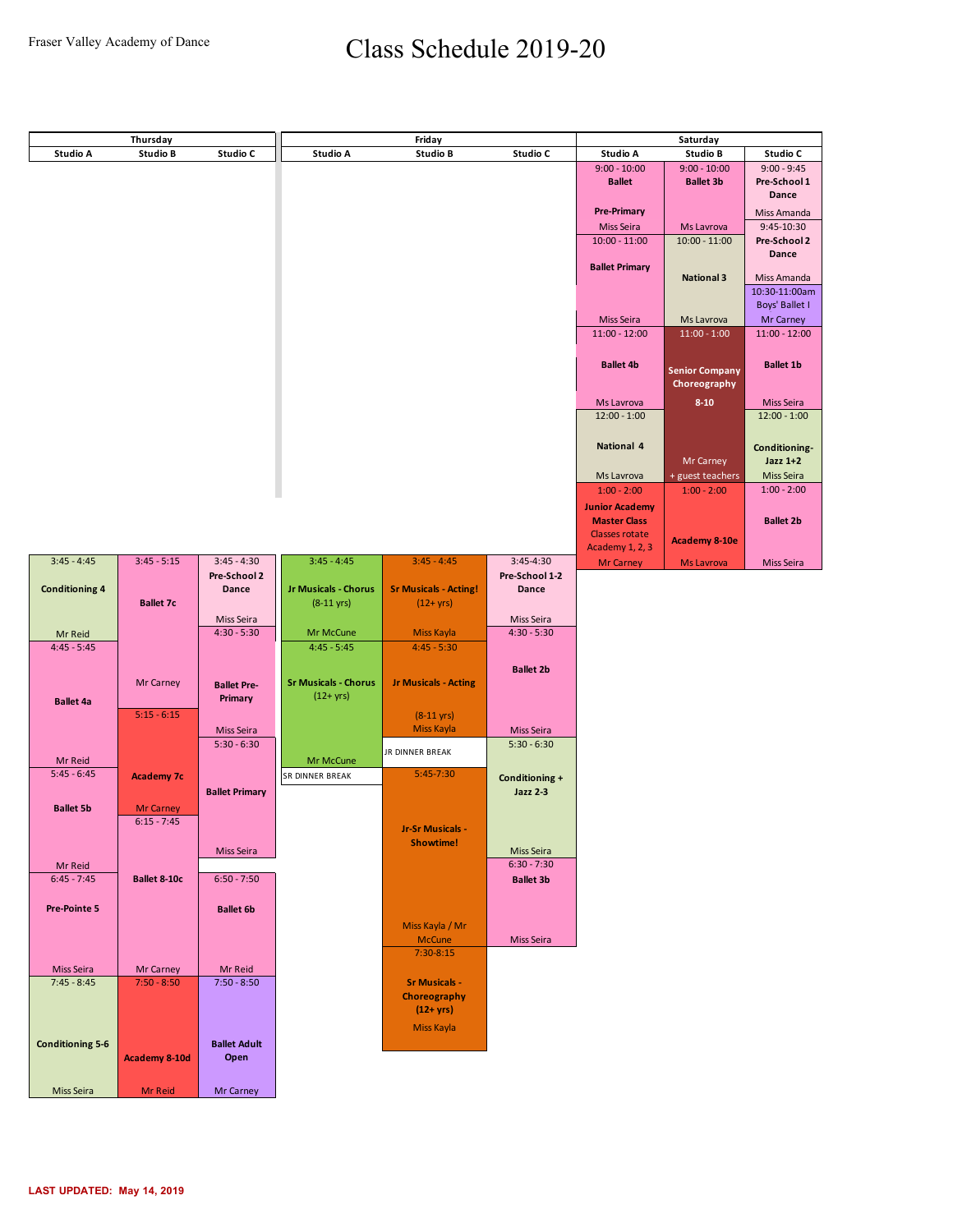Fraser Valley Academy of Dance

# Class Schedule 2019-20

## Thursday

| Studio A | Studio B | Studio C |
|---|---|---|
| 3:45 - 4:45 Conditioning 4 Mr Reid | 3:45 - 5:15 Ballet 7c Mr Carney | 3:45 - 4:30 Pre-School 2 Dance Miss Seira |
| 4:45 - 5:45 Ballet 4a Mr Reid | 5:15 - 6:15 Academy 7c Mr Carney | 4:30 - 5:30 Ballet Pre-Primary Miss Seira |
| 5:45 - 6:45 Ballet 5b Mr Reid | 6:15 - 7:45 Ballet 8-10c Mr Carney | 5:30 - 6:30 Ballet Primary Miss Seira |
| 6:45 - 7:45 Pre-Pointe 5 Miss Seira | | 6:50 - 7:50 Ballet 6b Mr Reid |
| 7:45 - 8:45 Conditioning 5-6 Miss Seira | 7:50 - 8:50 Academy 8-10d Mr Reid | 7:50 - 8:50 Ballet Adult Open Mr Carney |

## Friday

| Studio A | Studio B | Studio C |
|---|---|---|
| 3:45 - 4:45 Jr Musicals - Chorus (8-11 yrs) Mr McCune | 3:45 - 4:45 Sr Musicals - Acting! (12+ yrs) Miss Kayla | 3:45-4:30 Pre-School 1-2 Dance Miss Seira |
| 4:45 - 5:45 Sr Musicals - Chorus (12+ yrs) Mr McCune | 4:45 - 5:30 Jr Musicals - Acting (8-11 yrs) Miss Kayla | 4:30 - 5:30 Ballet 2b Miss Seira |
| SR DINNER BREAK | JR DINNER BREAK | 5:30 - 6:30 Conditioning + Jazz 2-3 Miss Seira |
| | 5:45-7:30 Jr-Sr Musicals - Showtime! Miss Kayla / Mr McCune | 6:30 - 7:30 Ballet 3b Miss Seira |
| | 7:30-8:15 Sr Musicals - Choreography (12+ yrs) Miss Kayla | |

## Saturday

| Studio A | Studio B | Studio C |
|---|---|---|
| 9:00 - 10:00 Ballet Pre-Primary Miss Seira | 9:00 - 10:00 Ballet 3b Ms Lavrova | 9:00 - 9:45 Pre-School 1 Dance Miss Amanda |
| 10:00 - 11:00 Ballet Primary Miss Seira | 10:00 - 11:00 National 3 Ms Lavrova | 9:45-10:30 Pre-School 2 Dance Miss Amanda |
| | | 10:30-11:00am Boys' Ballet I Mr Carney |
| 11:00 - 12:00 Ballet 4b Ms Lavrova | 11:00 - 1:00 Senior Company Choreography 8-10 Mr Carney + guest teachers | 11:00 - 12:00 Ballet 1b Miss Seira |
| 12:00 - 1:00 National 4 Ms Lavrova | | 12:00 - 1:00 Conditioning-Jazz 1+2 Miss Seira |
| 1:00 - 2:00 Junior Academy Master Class Classes rotate Academy 1, 2, 3 Mr Carney | 1:00 - 2:00 Academy 8-10e Ms Lavrova | 1:00 - 2:00 Ballet 2b Miss Seira |

**LAST UPDATED: May 14, 2019**